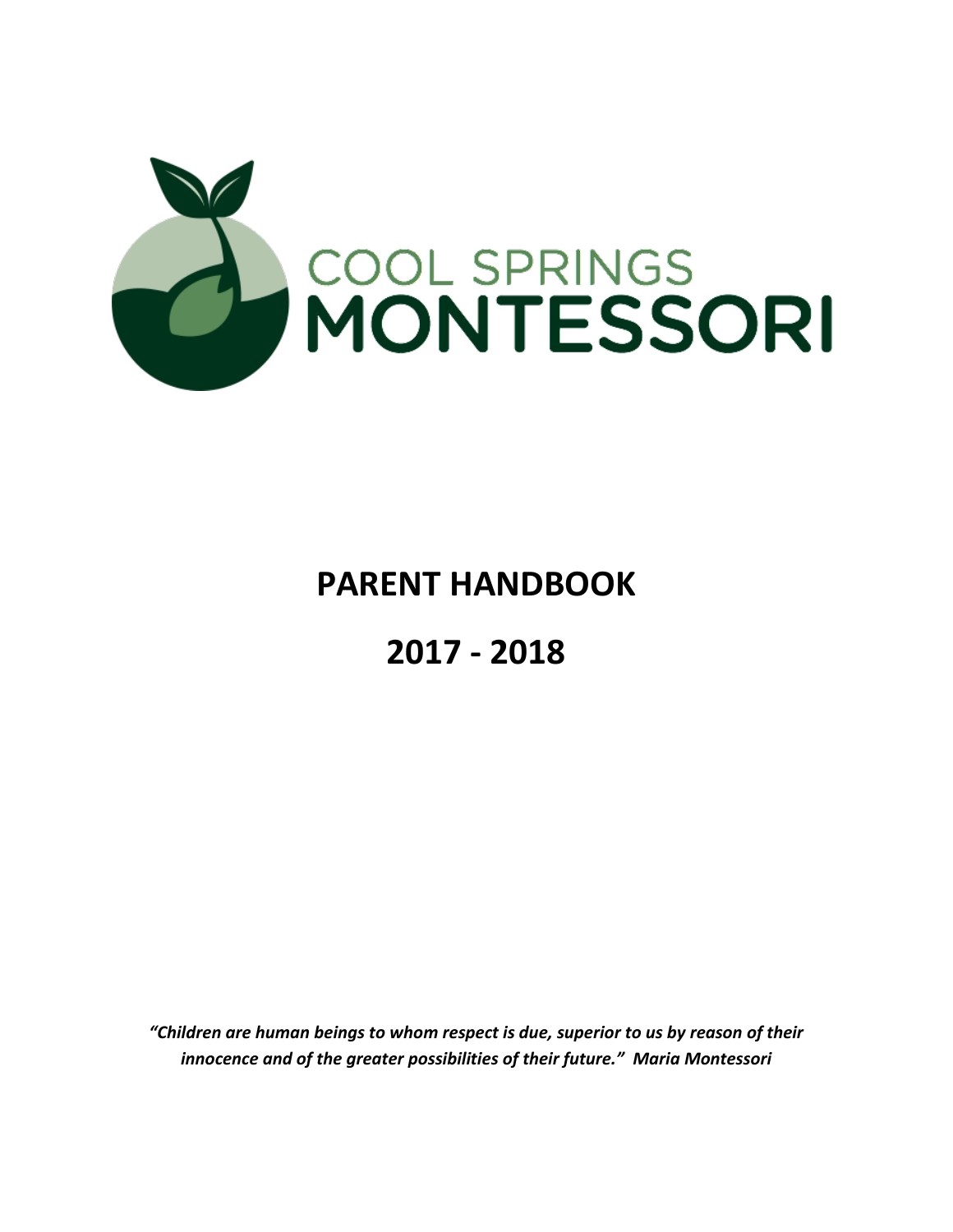COOL SPRINGS
MONTESSORI

# PARENT HANDBOOK

# 2017 - 2018

*"Children are human beings to whom respect is due, superior to us by reason of their innocence and of the greater possibilities of their future." Maria Montessori*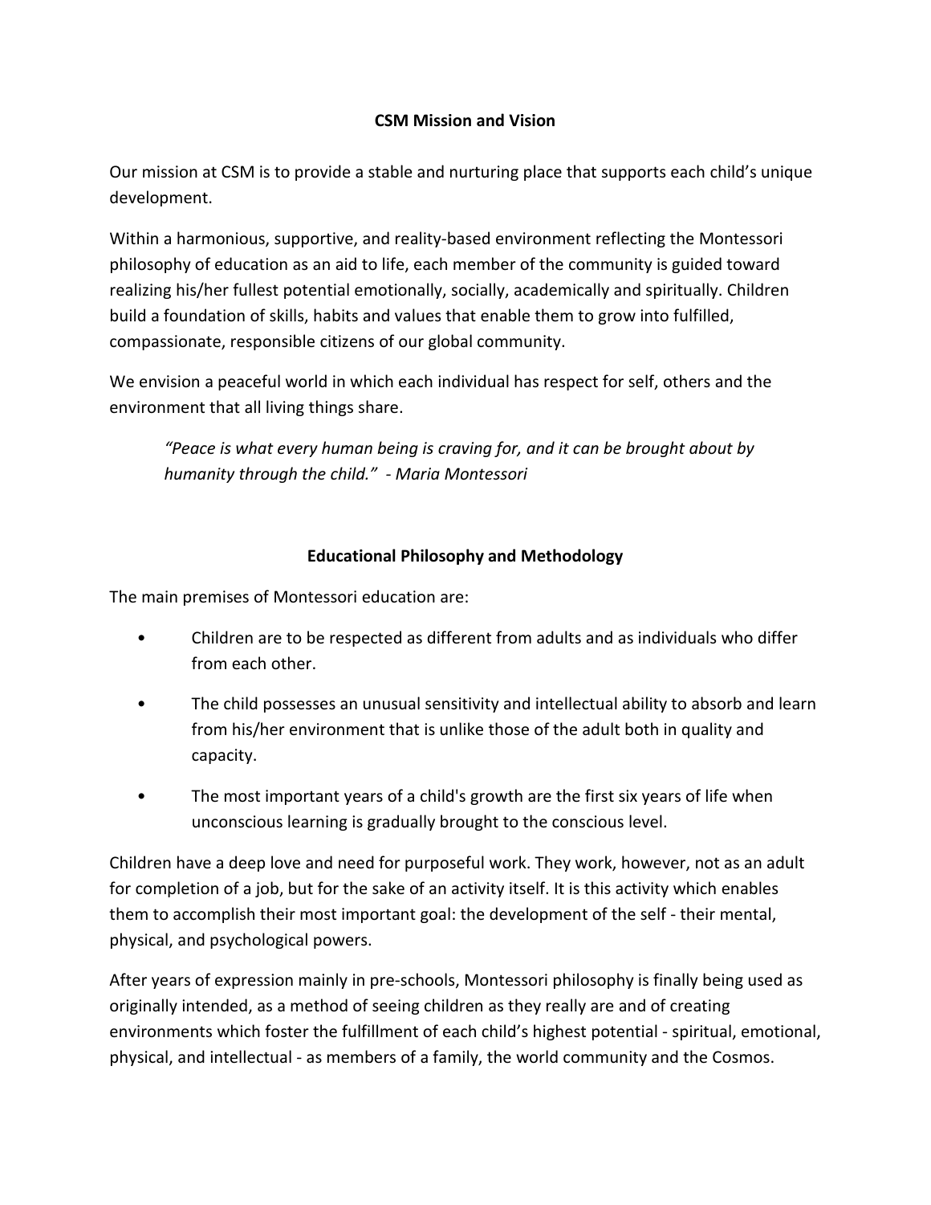## CSM Mission and Vision

Our mission at CSM is to provide a stable and nurturing place that supports each child's unique development.

Within a harmonious, supportive, and reality-based environment reflecting the Montessori philosophy of education as an aid to life, each member of the community is guided toward realizing his/her fullest potential emotionally, socially, academically and spiritually. Children build a foundation of skills, habits and values that enable them to grow into fulfilled, compassionate, responsible citizens of our global community.

We envision a peaceful world in which each individual has respect for self, others and the environment that all living things share.

> *"Peace is what every human being is craving for, and it can be brought about by humanity through the child."* - Maria Montessori

## Educational Philosophy and Methodology

The main premises of Montessori education are:

- Children are to be respected as different from adults and as individuals who differ from each other.
- The child possesses an unusual sensitivity and intellectual ability to absorb and learn from his/her environment that is unlike those of the adult both in quality and capacity.
- The most important years of a child's growth are the first six years of life when unconscious learning is gradually brought to the conscious level.

Children have a deep love and need for purposeful work. They work, however, not as an adult for completion of a job, but for the sake of an activity itself. It is this activity which enables them to accomplish their most important goal: the development of the self - their mental, physical, and psychological powers.

After years of expression mainly in pre-schools, Montessori philosophy is finally being used as originally intended, as a method of seeing children as they really are and of creating environments which foster the fulfillment of each child's highest potential - spiritual, emotional, physical, and intellectual - as members of a family, the world community and the Cosmos.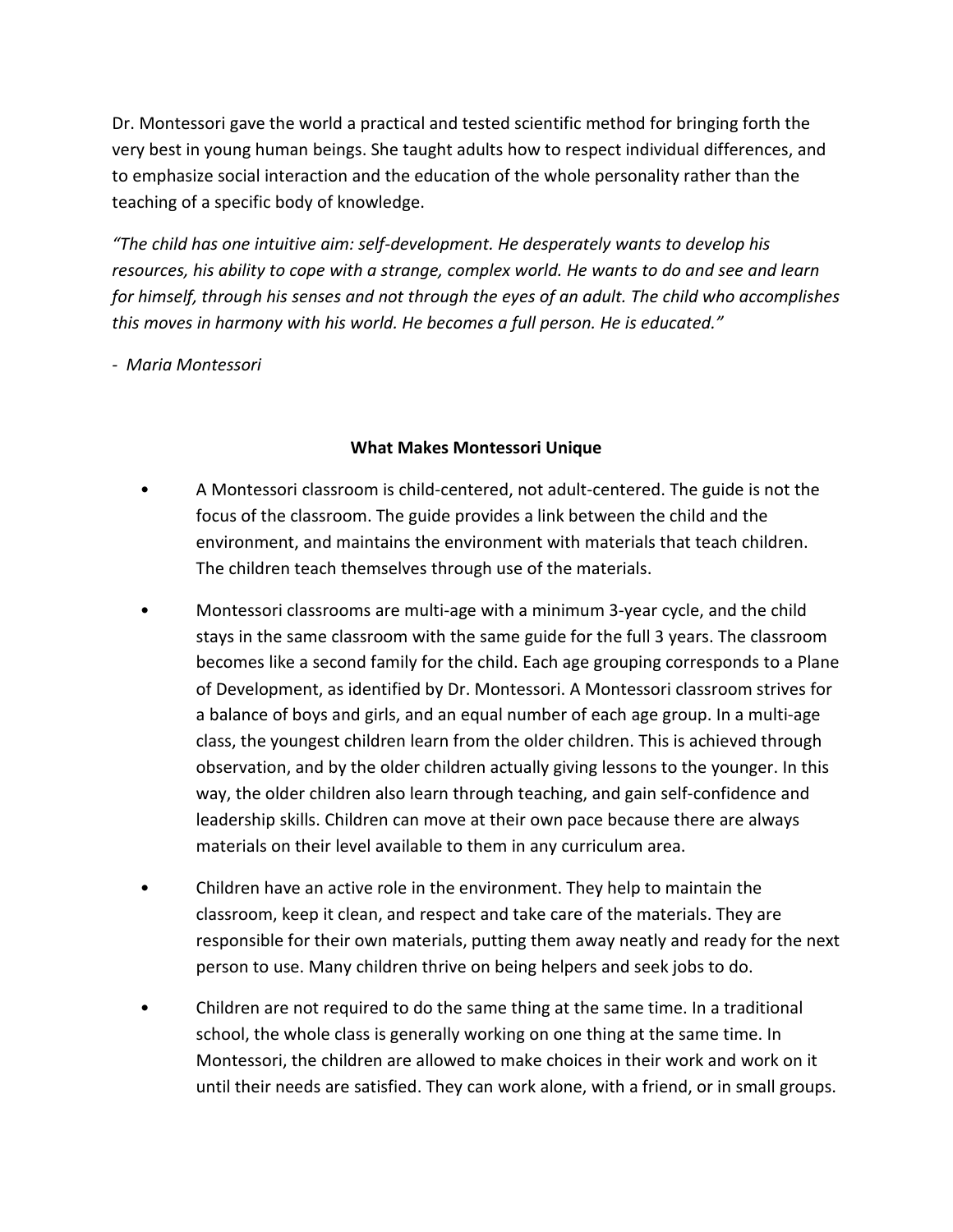Dr. Montessori gave the world a practical and tested scientific method for bringing forth the very best in young human beings. She taught adults how to respect individual differences, and to emphasize social interaction and the education of the whole personality rather than the teaching of a specific body of knowledge.

*"The child has one intuitive aim: self-development. He desperately wants to develop his resources, his ability to cope with a strange, complex world. He wants to do and see and learn for himself, through his senses and not through the eyes of an adult. The child who accomplishes this moves in harmony with his world. He becomes a full person. He is educated."*

*- Maria Montessori*

**What Makes Montessori Unique**

- A Montessori classroom is child-centered, not adult-centered. The guide is not the focus of the classroom. The guide provides a link between the child and the environment, and maintains the environment with materials that teach children. The children teach themselves through use of the materials.

- Montessori classrooms are multi-age with a minimum 3-year cycle, and the child stays in the same classroom with the same guide for the full 3 years. The classroom becomes like a second family for the child. Each age grouping corresponds to a Plane of Development, as identified by Dr. Montessori. A Montessori classroom strives for a balance of boys and girls, and an equal number of each age group. In a multi-age class, the youngest children learn from the older children. This is achieved through observation, and by the older children actually giving lessons to the younger. In this way, the older children also learn through teaching, and gain self-confidence and leadership skills. Children can move at their own pace because there are always materials on their level available to them in any curriculum area.

- Children have an active role in the environment. They help to maintain the classroom, keep it clean, and respect and take care of the materials. They are responsible for their own materials, putting them away neatly and ready for the next person to use. Many children thrive on being helpers and seek jobs to do.

- Children are not required to do the same thing at the same time. In a traditional school, the whole class is generally working on one thing at the same time. In Montessori, the children are allowed to make choices in their work and work on it until their needs are satisfied. They can work alone, with a friend, or in small groups.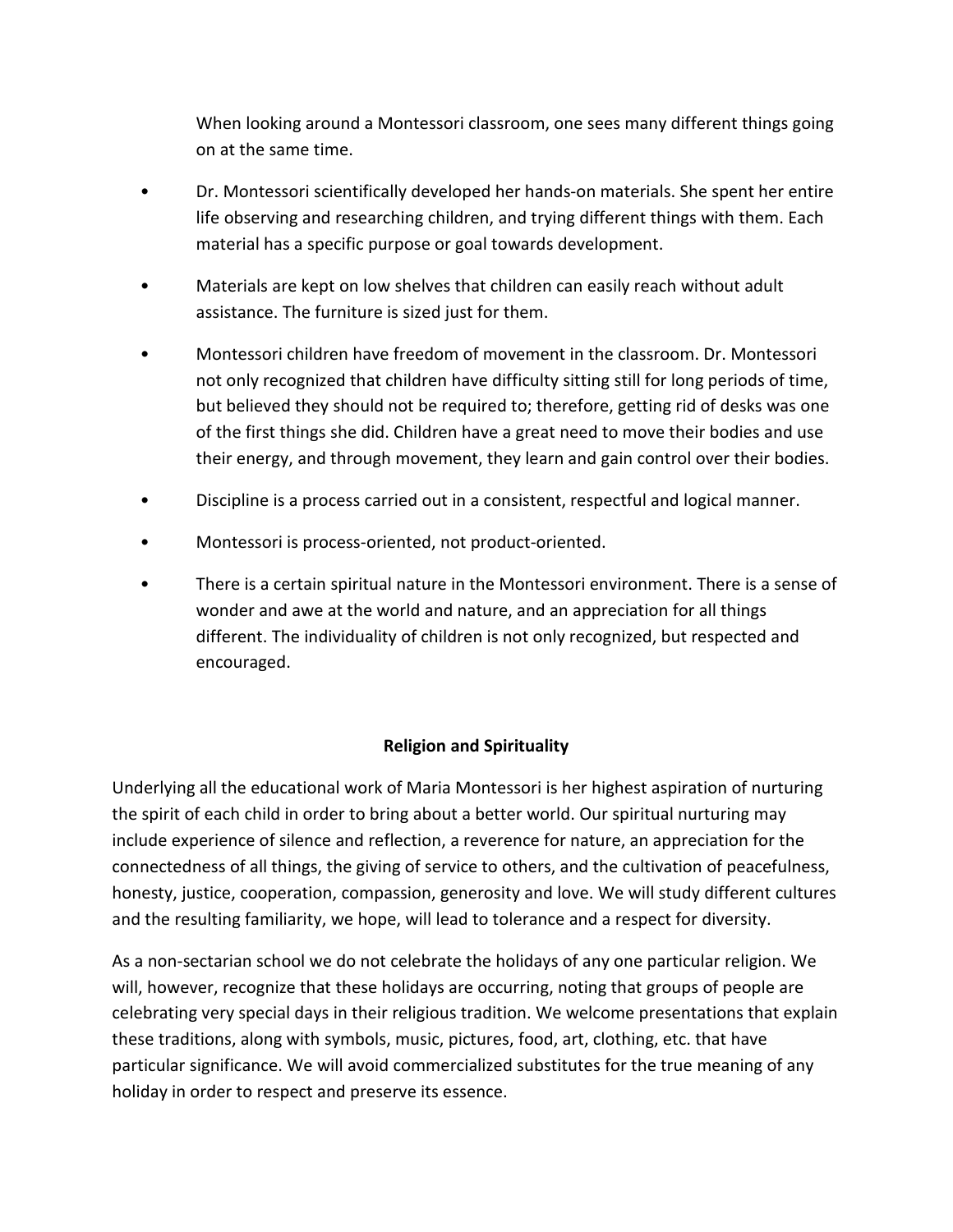When looking around a Montessori classroom, one sees many different things going on at the same time.

- Dr. Montessori scientifically developed her hands-on materials. She spent her entire life observing and researching children, and trying different things with them. Each material has a specific purpose or goal towards development.
- Materials are kept on low shelves that children can easily reach without adult assistance. The furniture is sized just for them.
- Montessori children have freedom of movement in the classroom. Dr. Montessori not only recognized that children have difficulty sitting still for long periods of time, but believed they should not be required to; therefore, getting rid of desks was one of the first things she did. Children have a great need to move their bodies and use their energy, and through movement, they learn and gain control over their bodies.
- Discipline is a process carried out in a consistent, respectful and logical manner.
- Montessori is process-oriented, not product-oriented.
- There is a certain spiritual nature in the Montessori environment. There is a sense of wonder and awe at the world and nature, and an appreciation for all things different. The individuality of children is not only recognized, but respected and encouraged.

## Religion and Spirituality

Underlying all the educational work of Maria Montessori is her highest aspiration of nurturing the spirit of each child in order to bring about a better world. Our spiritual nurturing may include experience of silence and reflection, a reverence for nature, an appreciation for the connectedness of all things, the giving of service to others, and the cultivation of peacefulness, honesty, justice, cooperation, compassion, generosity and love. We will study different cultures and the resulting familiarity, we hope, will lead to tolerance and a respect for diversity.

As a non-sectarian school we do not celebrate the holidays of any one particular religion. We will, however, recognize that these holidays are occurring, noting that groups of people are celebrating very special days in their religious tradition. We welcome presentations that explain these traditions, along with symbols, music, pictures, food, art, clothing, etc. that have particular significance. We will avoid commercialized substitutes for the true meaning of any holiday in order to respect and preserve its essence.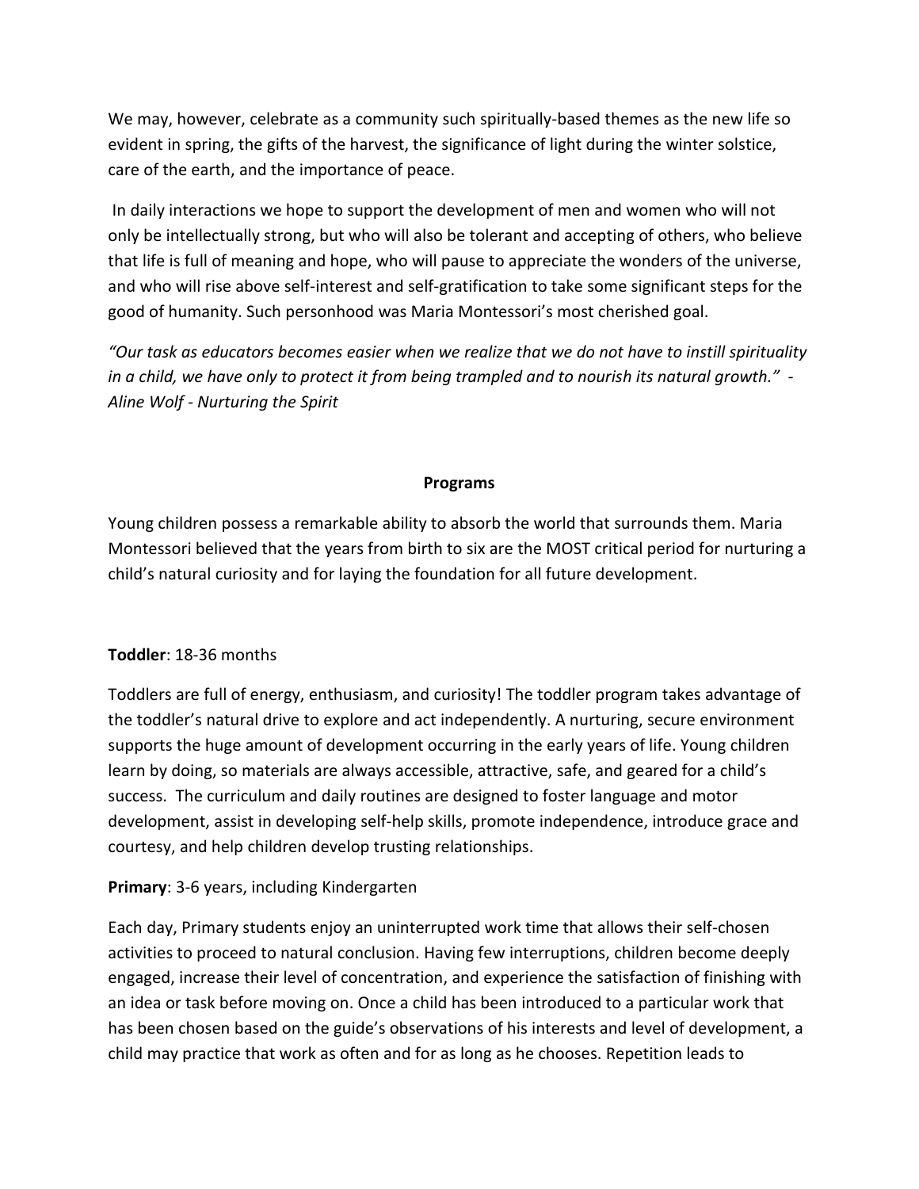We may, however, celebrate as a community such spiritually-based themes as the new life so evident in spring, the gifts of the harvest, the significance of light during the winter solstice, care of the earth, and the importance of peace.

In daily interactions we hope to support the development of men and women who will not only be intellectually strong, but who will also be tolerant and accepting of others, who believe that life is full of meaning and hope, who will pause to appreciate the wonders of the universe, and who will rise above self-interest and self-gratification to take some significant steps for the good of humanity. Such personhood was Maria Montessori's most cherished goal.

*"Our task as educators becomes easier when we realize that we do not have to instill spirituality in a child, we have only to protect it from being trampled and to nourish its natural growth." - Aline Wolf - Nurturing the Spirit*

## Programs

Young children possess a remarkable ability to absorb the world that surrounds them. Maria Montessori believed that the years from birth to six are the MOST critical period for nurturing a child's natural curiosity and for laying the foundation for all future development.

**Toddler**: 18-36 months

Toddlers are full of energy, enthusiasm, and curiosity! The toddler program takes advantage of the toddler's natural drive to explore and act independently. A nurturing, secure environment supports the huge amount of development occurring in the early years of life. Young children learn by doing, so materials are always accessible, attractive, safe, and geared for a child's success. The curriculum and daily routines are designed to foster language and motor development, assist in developing self-help skills, promote independence, introduce grace and courtesy, and help children develop trusting relationships.

**Primary**: 3-6 years, including Kindergarten

Each day, Primary students enjoy an uninterrupted work time that allows their self-chosen activities to proceed to natural conclusion. Having few interruptions, children become deeply engaged, increase their level of concentration, and experience the satisfaction of finishing with an idea or task before moving on. Once a child has been introduced to a particular work that has been chosen based on the guide's observations of his interests and level of development, a child may practice that work as often and for as long as he chooses. Repetition leads to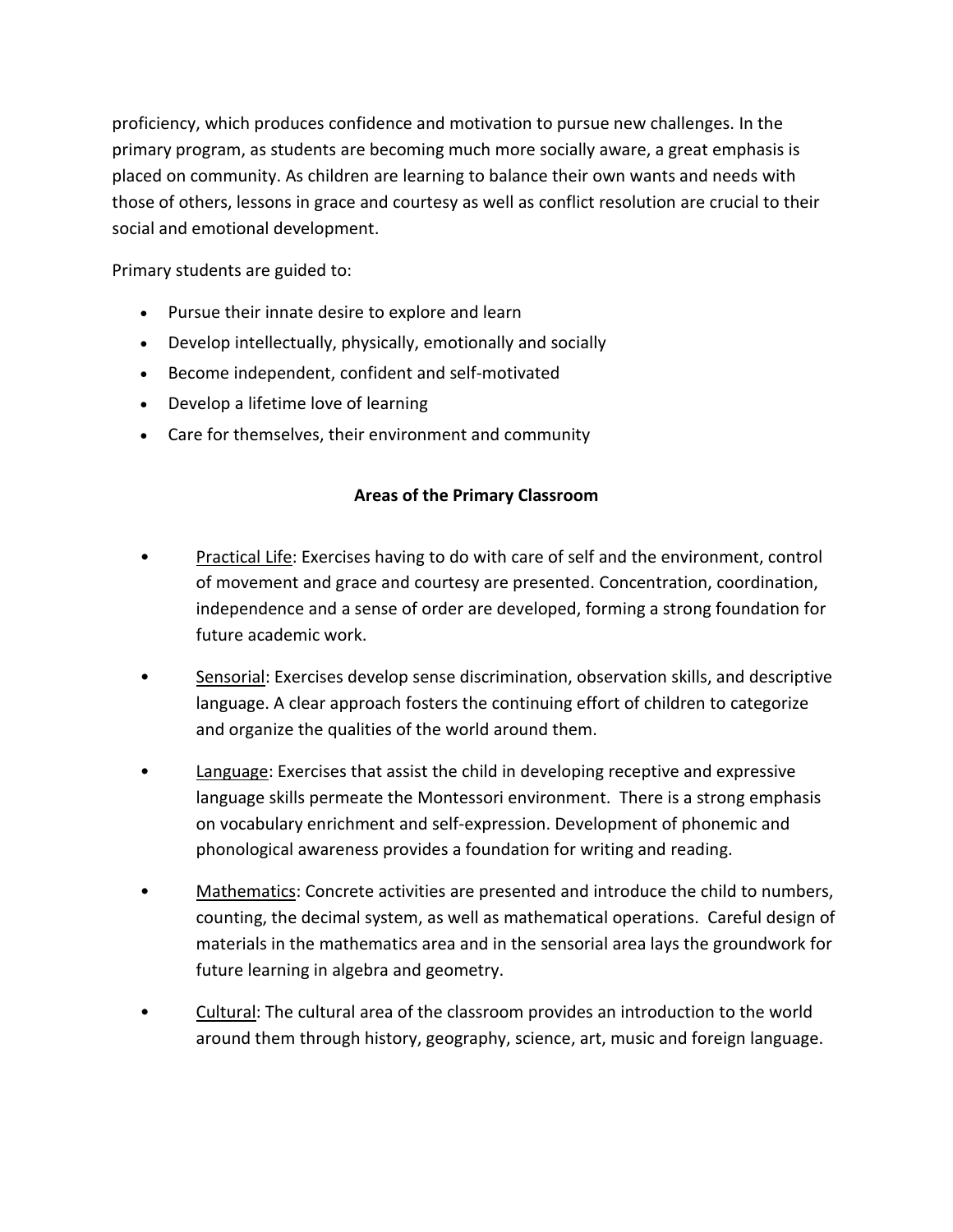proficiency, which produces confidence and motivation to pursue new challenges. In the primary program, as students are becoming much more socially aware, a great emphasis is placed on community. As children are learning to balance their own wants and needs with those of others, lessons in grace and courtesy as well as conflict resolution are crucial to their social and emotional development.

Primary students are guided to:

- Pursue their innate desire to explore and learn
- Develop intellectually, physically, emotionally and socially
- Become independent, confident and self-motivated
- Develop a lifetime love of learning
- Care for themselves, their environment and community

**Areas of the Primary Classroom**

- <u>Practical Life</u>: Exercises having to do with care of self and the environment, control of movement and grace and courtesy are presented. Concentration, coordination, independence and a sense of order are developed, forming a strong foundation for future academic work.

- <u>Sensorial</u>: Exercises develop sense discrimination, observation skills, and descriptive language. A clear approach fosters the continuing effort of children to categorize and organize the qualities of the world around them.

- <u>Language</u>: Exercises that assist the child in developing receptive and expressive language skills permeate the Montessori environment. There is a strong emphasis on vocabulary enrichment and self-expression. Development of phonemic and phonological awareness provides a foundation for writing and reading.

- <u>Mathematics</u>: Concrete activities are presented and introduce the child to numbers, counting, the decimal system, as well as mathematical operations. Careful design of materials in the mathematics area and in the sensorial area lays the groundwork for future learning in algebra and geometry.

- <u>Cultural</u>: The cultural area of the classroom provides an introduction to the world around them through history, geography, science, art, music and foreign language.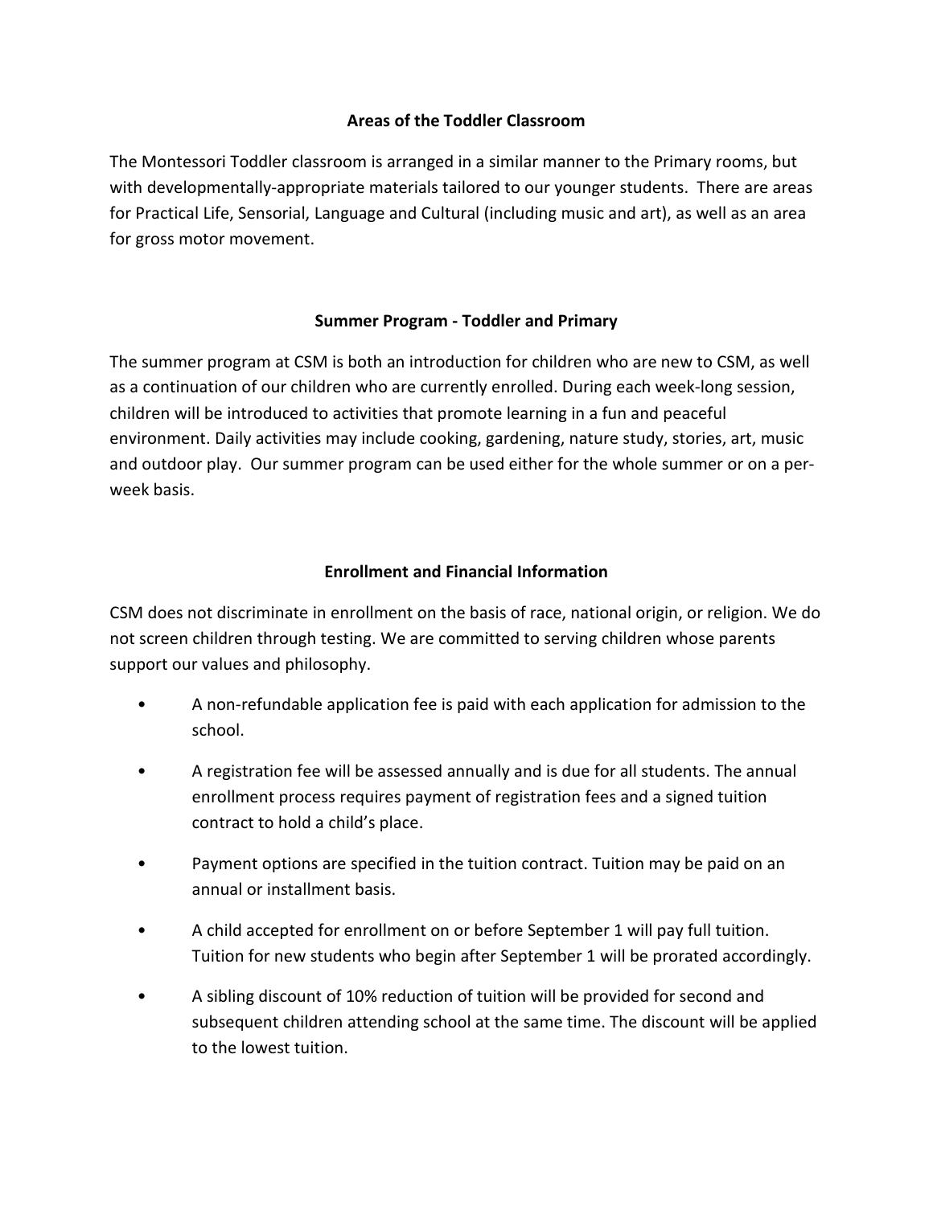## Areas of the Toddler Classroom

The Montessori Toddler classroom is arranged in a similar manner to the Primary rooms, but with developmentally-appropriate materials tailored to our younger students. There are areas for Practical Life, Sensorial, Language and Cultural (including music and art), as well as an area for gross motor movement.

## Summer Program - Toddler and Primary

The summer program at CSM is both an introduction for children who are new to CSM, as well as a continuation of our children who are currently enrolled. During each week-long session, children will be introduced to activities that promote learning in a fun and peaceful environment. Daily activities may include cooking, gardening, nature study, stories, art, music and outdoor play. Our summer program can be used either for the whole summer or on a per-week basis.

## Enrollment and Financial Information

CSM does not discriminate in enrollment on the basis of race, national origin, or religion. We do not screen children through testing. We are committed to serving children whose parents support our values and philosophy.

- A non-refundable application fee is paid with each application for admission to the school.
- A registration fee will be assessed annually and is due for all students. The annual enrollment process requires payment of registration fees and a signed tuition contract to hold a child's place.
- Payment options are specified in the tuition contract. Tuition may be paid on an annual or installment basis.
- A child accepted for enrollment on or before September 1 will pay full tuition. Tuition for new students who begin after September 1 will be prorated accordingly.
- A sibling discount of 10% reduction of tuition will be provided for second and subsequent children attending school at the same time. The discount will be applied to the lowest tuition.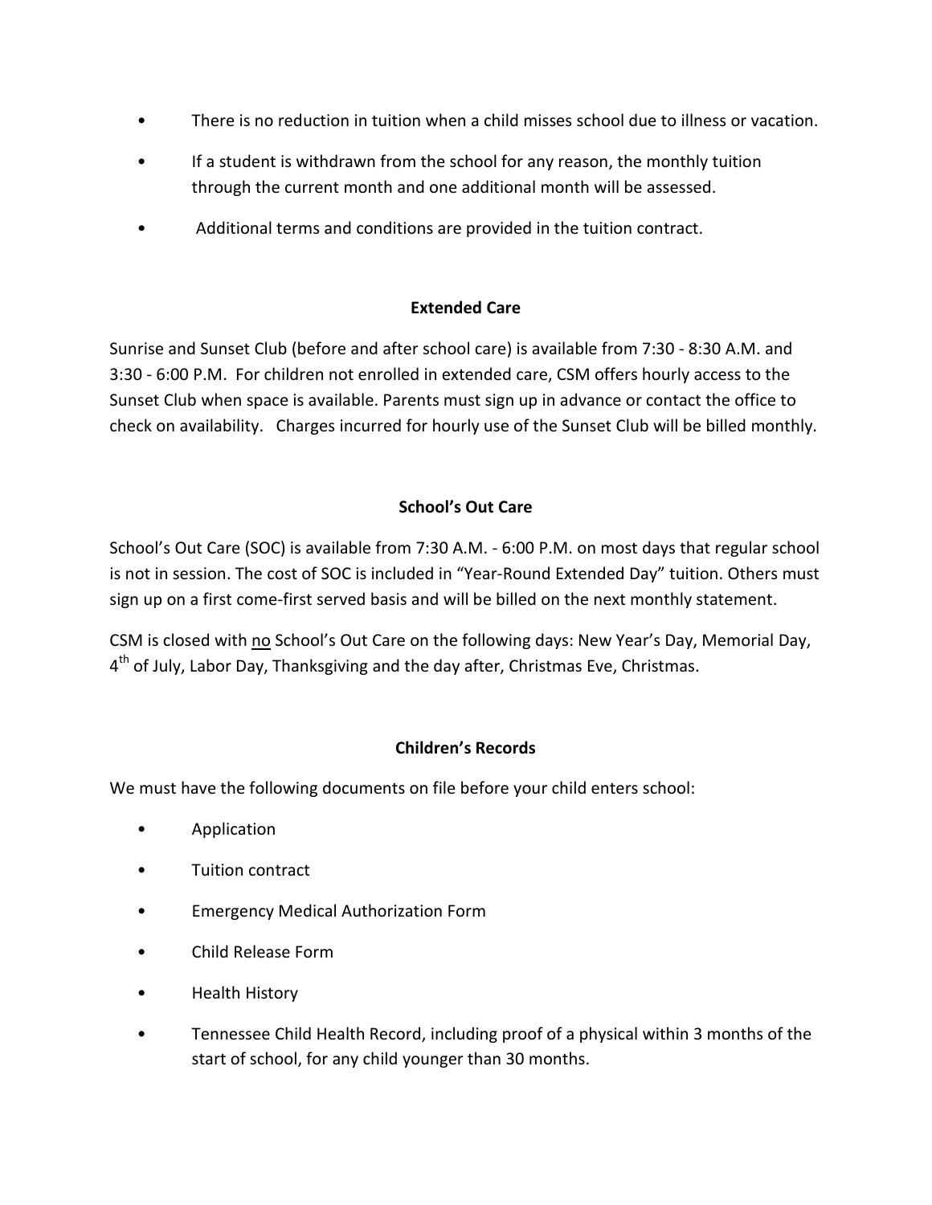- There is no reduction in tuition when a child misses school due to illness or vacation.
- If a student is withdrawn from the school for any reason, the monthly tuition through the current month and one additional month will be assessed.
- Additional terms and conditions are provided in the tuition contract.

## Extended Care

Sunrise and Sunset Club (before and after school care) is available from 7:30 - 8:30 A.M. and 3:30 - 6:00 P.M. For children not enrolled in extended care, CSM offers hourly access to the Sunset Club when space is available. Parents must sign up in advance or contact the office to check on availability. Charges incurred for hourly use of the Sunset Club will be billed monthly.

## School's Out Care

School's Out Care (SOC) is available from 7:30 A.M. - 6:00 P.M. on most days that regular school is not in session. The cost of SOC is included in "Year-Round Extended Day" tuition. Others must sign up on a first come-first served basis and will be billed on the next monthly statement.

CSM is closed with <u>no</u> School's Out Care on the following days: New Year's Day, Memorial Day, 4th of July, Labor Day, Thanksgiving and the day after, Christmas Eve, Christmas.

## Children's Records

We must have the following documents on file before your child enters school:

- Application
- Tuition contract
- Emergency Medical Authorization Form
- Child Release Form
- Health History
- Tennessee Child Health Record, including proof of a physical within 3 months of the start of school, for any child younger than 30 months.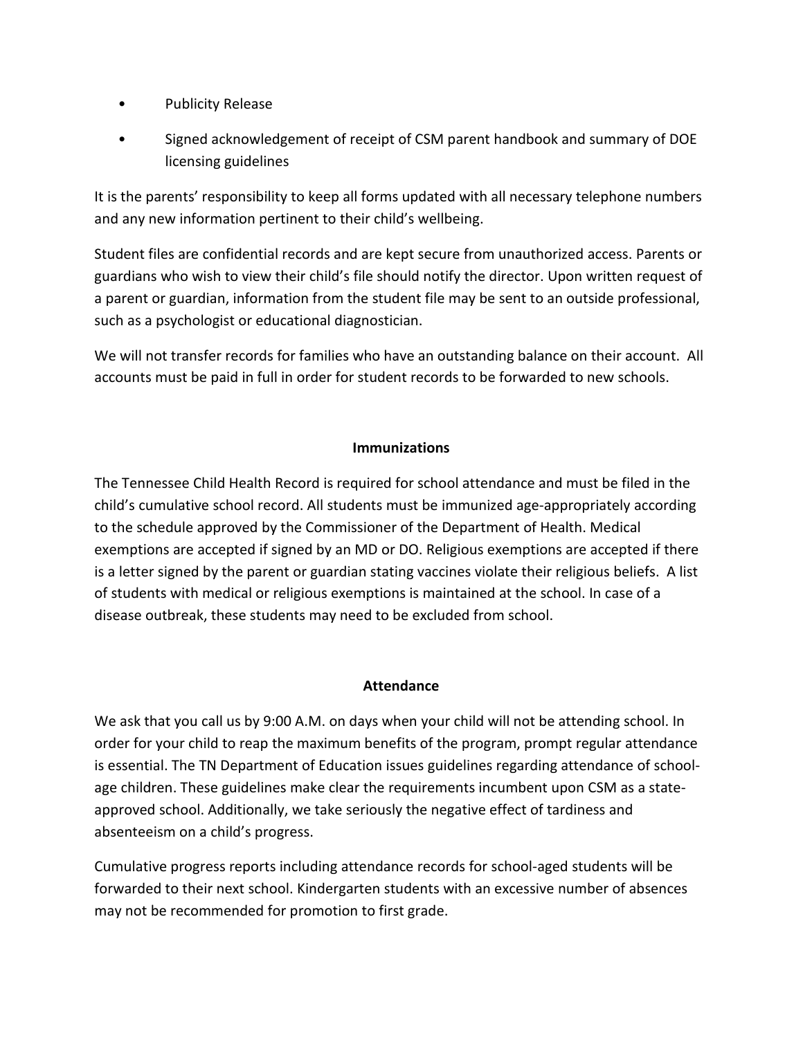- Publicity Release
- Signed acknowledgement of receipt of CSM parent handbook and summary of DOE licensing guidelines

It is the parents' responsibility to keep all forms updated with all necessary telephone numbers and any new information pertinent to their child's wellbeing.

Student files are confidential records and are kept secure from unauthorized access. Parents or guardians who wish to view their child's file should notify the director. Upon written request of a parent or guardian, information from the student file may be sent to an outside professional, such as a psychologist or educational diagnostician.

We will not transfer records for families who have an outstanding balance on their account. All accounts must be paid in full in order for student records to be forwarded to new schools.

## Immunizations

The Tennessee Child Health Record is required for school attendance and must be filed in the child's cumulative school record. All students must be immunized age-appropriately according to the schedule approved by the Commissioner of the Department of Health. Medical exemptions are accepted if signed by an MD or DO. Religious exemptions are accepted if there is a letter signed by the parent or guardian stating vaccines violate their religious beliefs. A list of students with medical or religious exemptions is maintained at the school. In case of a disease outbreak, these students may need to be excluded from school.

## Attendance

We ask that you call us by 9:00 A.M. on days when your child will not be attending school. In order for your child to reap the maximum benefits of the program, prompt regular attendance is essential. The TN Department of Education issues guidelines regarding attendance of school-age children. These guidelines make clear the requirements incumbent upon CSM as a state-approved school. Additionally, we take seriously the negative effect of tardiness and absenteeism on a child's progress.

Cumulative progress reports including attendance records for school-aged students will be forwarded to their next school. Kindergarten students with an excessive number of absences may not be recommended for promotion to first grade.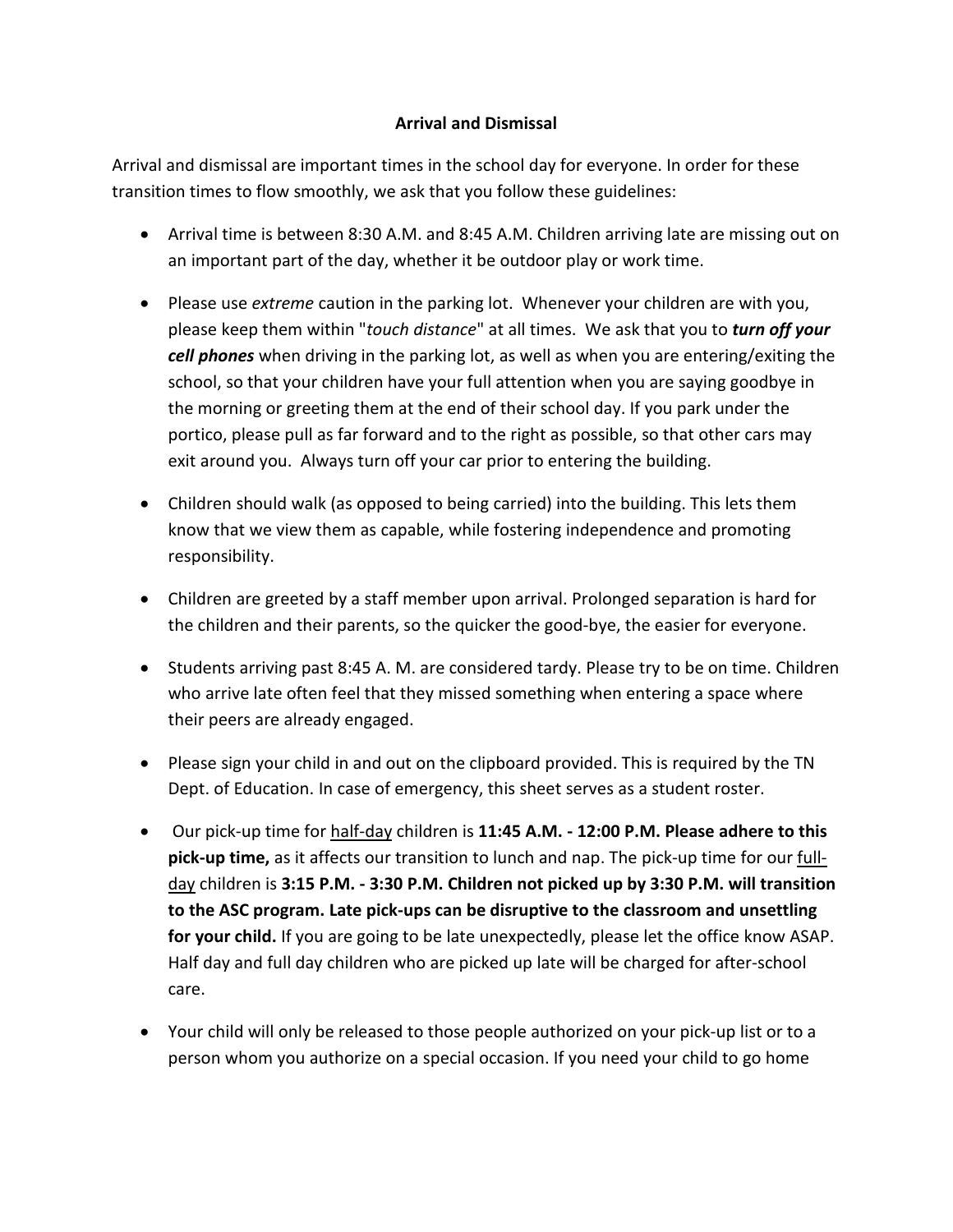**Arrival and Dismissal**

Arrival and dismissal are important times in the school day for everyone. In order for these transition times to flow smoothly, we ask that you follow these guidelines:

- Arrival time is between 8:30 A.M. and 8:45 A.M. Children arriving late are missing out on an important part of the day, whether it be outdoor play or work time.

- Please use *extreme* caution in the parking lot. Whenever your children are with you, please keep them within "*touch distance*" at all times. We ask that you to ***turn off your cell phones*** when driving in the parking lot, as well as when you are entering/exiting the school, so that your children have your full attention when you are saying goodbye in the morning or greeting them at the end of their school day. If you park under the portico, please pull as far forward and to the right as possible, so that other cars may exit around you. Always turn off your car prior to entering the building.

- Children should walk (as opposed to being carried) into the building. This lets them know that we view them as capable, while fostering independence and promoting responsibility.

- Children are greeted by a staff member upon arrival. Prolonged separation is hard for the children and their parents, so the quicker the good-bye, the easier for everyone.

- Students arriving past 8:45 A. M. are considered tardy. Please try to be on time. Children who arrive late often feel that they missed something when entering a space where their peers are already engaged.

- Please sign your child in and out on the clipboard provided. This is required by the TN Dept. of Education. In case of emergency, this sheet serves as a student roster.

- Our pick-up time for <u>half-day</u> children is **11:45 A.M. - 12:00 P.M. Please adhere to this pick-up time,** as it affects our transition to lunch and nap. The pick-up time for our <u>full-day</u> children is **3:15 P.M. - 3:30 P.M. Children not picked up by 3:30 P.M. will transition to the ASC program. Late pick-ups can be disruptive to the classroom and unsettling for your child.** If you are going to be late unexpectedly, please let the office know ASAP. Half day and full day children who are picked up late will be charged for after-school care.

- Your child will only be released to those people authorized on your pick-up list or to a person whom you authorize on a special occasion. If you need your child to go home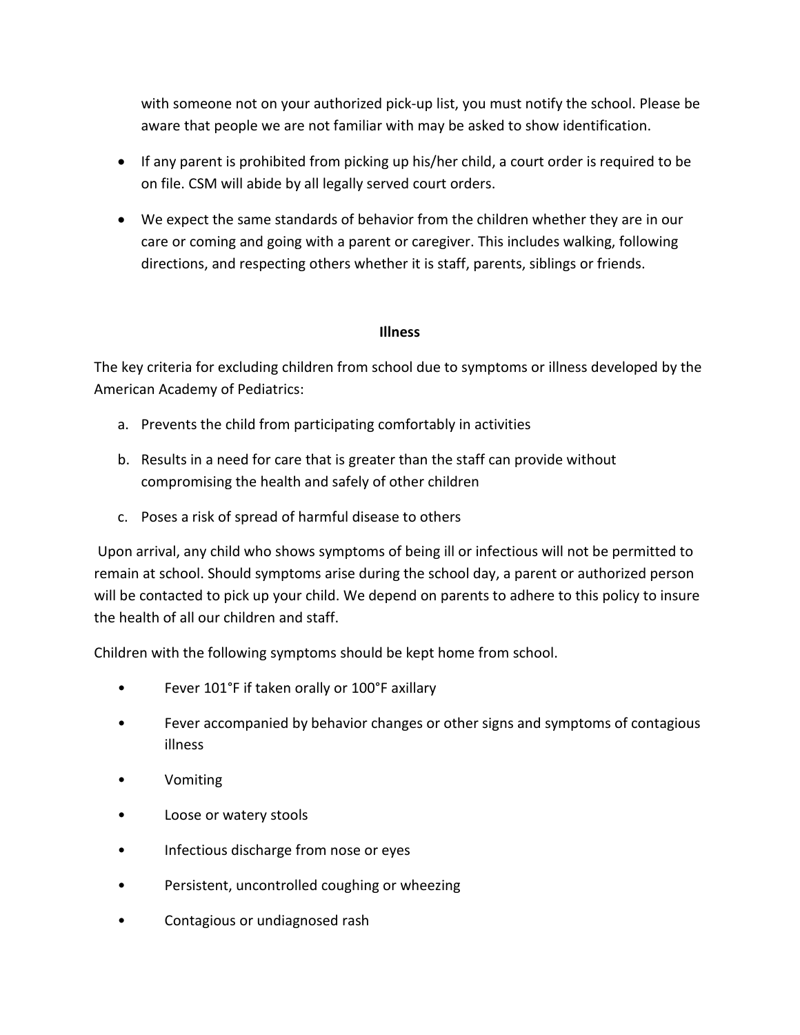with someone not on your authorized pick-up list, you must notify the school. Please be aware that people we are not familiar with may be asked to show identification.

- If any parent is prohibited from picking up his/her child, a court order is required to be on file. CSM will abide by all legally served court orders.
- We expect the same standards of behavior from the children whether they are in our care or coming and going with a parent or caregiver. This includes walking, following directions, and respecting others whether it is staff, parents, siblings or friends.

## Illness

The key criteria for excluding children from school due to symptoms or illness developed by the American Academy of Pediatrics:

a. Prevents the child from participating comfortably in activities
b. Results in a need for care that is greater than the staff can provide without compromising the health and safely of other children
c. Poses a risk of spread of harmful disease to others

Upon arrival, any child who shows symptoms of being ill or infectious will not be permitted to remain at school. Should symptoms arise during the school day, a parent or authorized person will be contacted to pick up your child. We depend on parents to adhere to this policy to insure the health of all our children and staff.

Children with the following symptoms should be kept home from school.

- Fever 101°F if taken orally or 100°F axillary
- Fever accompanied by behavior changes or other signs and symptoms of contagious illness
- Vomiting
- Loose or watery stools
- Infectious discharge from nose or eyes
- Persistent, uncontrolled coughing or wheezing
- Contagious or undiagnosed rash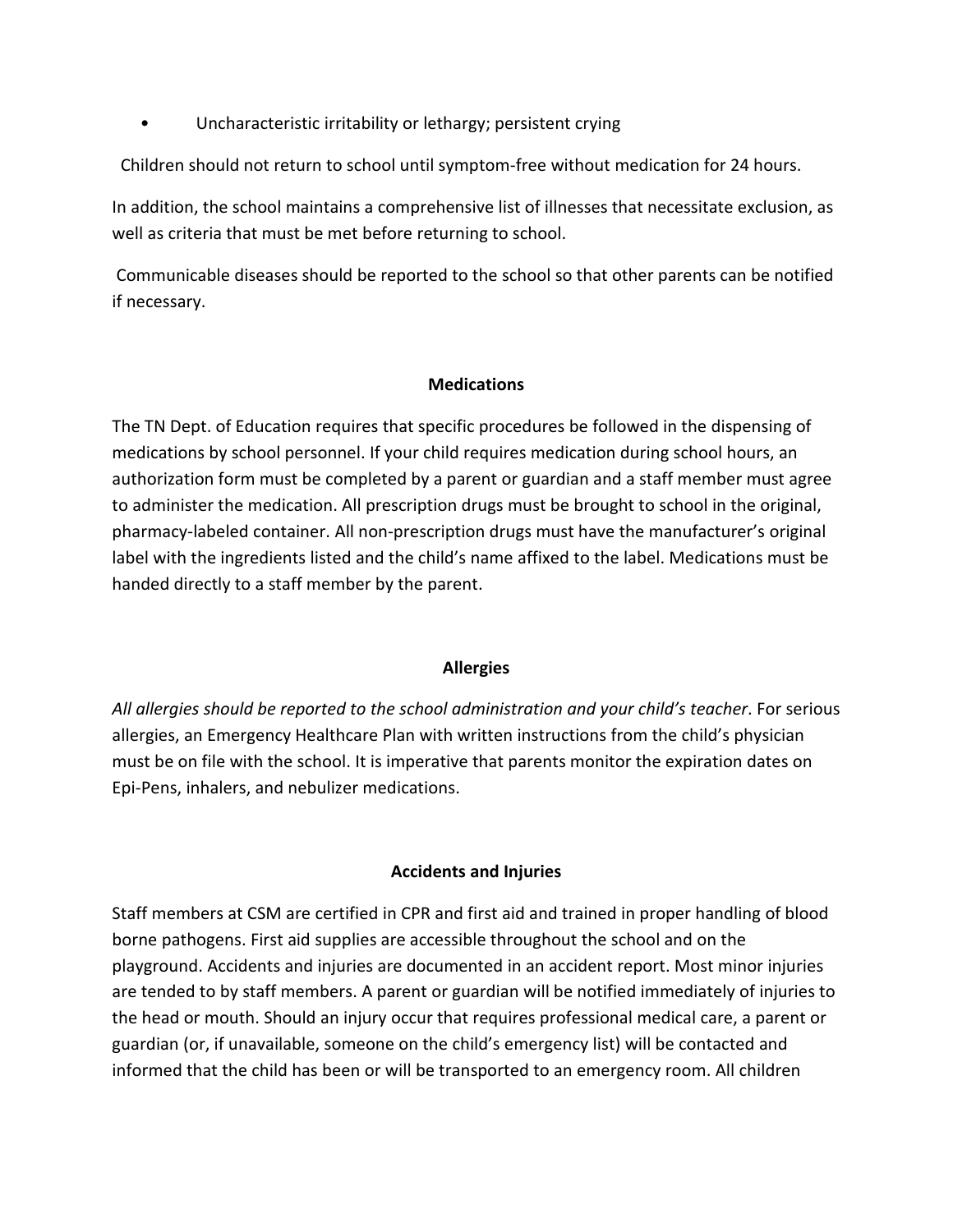- Uncharacteristic irritability or lethargy; persistent crying

Children should not return to school until symptom-free without medication for 24 hours.

In addition, the school maintains a comprehensive list of illnesses that necessitate exclusion, as well as criteria that must be met before returning to school.

Communicable diseases should be reported to the school so that other parents can be notified if necessary.

### Medications

The TN Dept. of Education requires that specific procedures be followed in the dispensing of medications by school personnel. If your child requires medication during school hours, an authorization form must be completed by a parent or guardian and a staff member must agree to administer the medication. All prescription drugs must be brought to school in the original, pharmacy-labeled container. All non-prescription drugs must have the manufacturer's original label with the ingredients listed and the child's name affixed to the label. Medications must be handed directly to a staff member by the parent.

### Allergies

*All allergies should be reported to the school administration and your child's teacher*. For serious allergies, an Emergency Healthcare Plan with written instructions from the child's physician must be on file with the school. It is imperative that parents monitor the expiration dates on Epi-Pens, inhalers, and nebulizer medications.

### Accidents and Injuries

Staff members at CSM are certified in CPR and first aid and trained in proper handling of blood borne pathogens. First aid supplies are accessible throughout the school and on the playground. Accidents and injuries are documented in an accident report. Most minor injuries are tended to by staff members. A parent or guardian will be notified immediately of injuries to the head or mouth. Should an injury occur that requires professional medical care, a parent or guardian (or, if unavailable, someone on the child's emergency list) will be contacted and informed that the child has been or will be transported to an emergency room. All children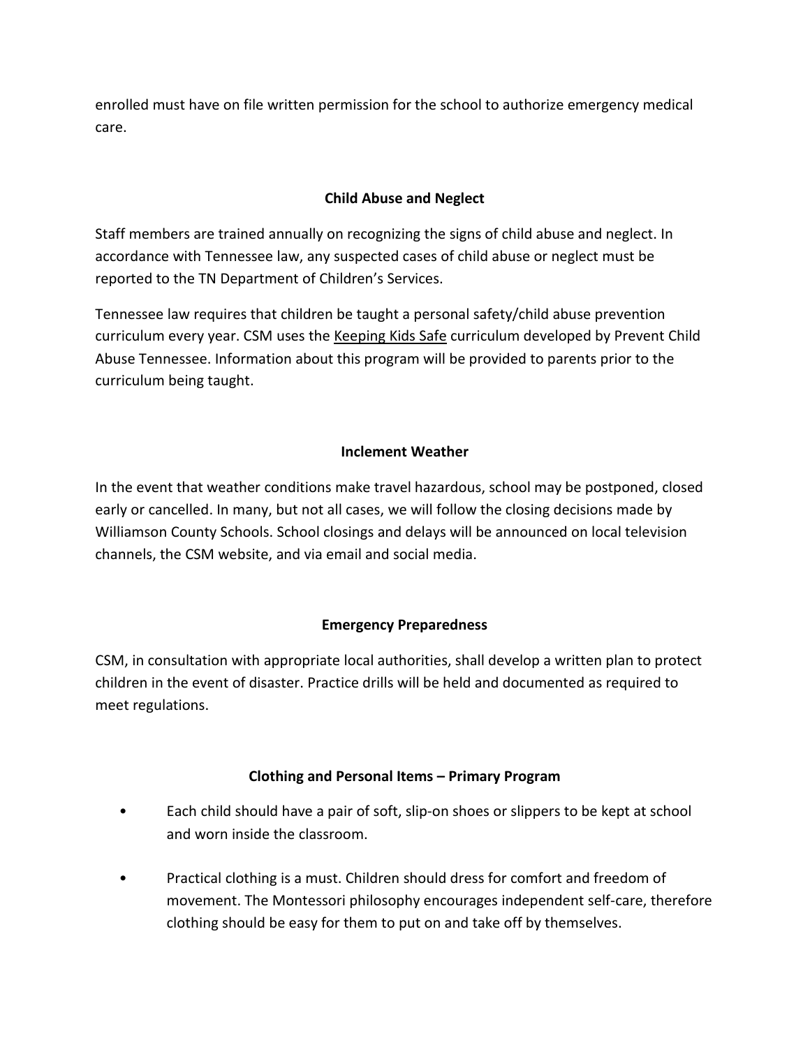enrolled must have on file written permission for the school to authorize emergency medical care.

## Child Abuse and Neglect

Staff members are trained annually on recognizing the signs of child abuse and neglect. In accordance with Tennessee law, any suspected cases of child abuse or neglect must be reported to the TN Department of Children's Services.

Tennessee law requires that children be taught a personal safety/child abuse prevention curriculum every year. CSM uses the Keeping Kids Safe curriculum developed by Prevent Child Abuse Tennessee. Information about this program will be provided to parents prior to the curriculum being taught.

## Inclement Weather

In the event that weather conditions make travel hazardous, school may be postponed, closed early or cancelled. In many, but not all cases, we will follow the closing decisions made by Williamson County Schools. School closings and delays will be announced on local television channels, the CSM website, and via email and social media.

## Emergency Preparedness

CSM, in consultation with appropriate local authorities, shall develop a written plan to protect children in the event of disaster. Practice drills will be held and documented as required to meet regulations.

## Clothing and Personal Items – Primary Program

- Each child should have a pair of soft, slip-on shoes or slippers to be kept at school and worn inside the classroom.
- Practical clothing is a must. Children should dress for comfort and freedom of movement. The Montessori philosophy encourages independent self-care, therefore clothing should be easy for them to put on and take off by themselves.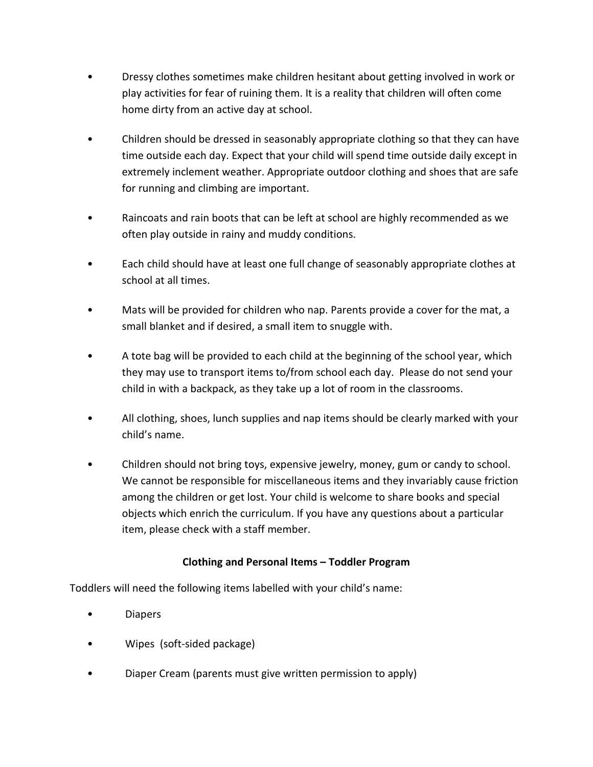- Dressy clothes sometimes make children hesitant about getting involved in work or play activities for fear of ruining them. It is a reality that children will often come home dirty from an active day at school.

- Children should be dressed in seasonably appropriate clothing so that they can have time outside each day. Expect that your child will spend time outside daily except in extremely inclement weather. Appropriate outdoor clothing and shoes that are safe for running and climbing are important.

- Raincoats and rain boots that can be left at school are highly recommended as we often play outside in rainy and muddy conditions.

- Each child should have at least one full change of seasonably appropriate clothes at school at all times.

- Mats will be provided for children who nap. Parents provide a cover for the mat, a small blanket and if desired, a small item to snuggle with.

- A tote bag will be provided to each child at the beginning of the school year, which they may use to transport items to/from school each day. Please do not send your child in with a backpack, as they take up a lot of room in the classrooms.

- All clothing, shoes, lunch supplies and nap items should be clearly marked with your child's name.

- Children should not bring toys, expensive jewelry, money, gum or candy to school. We cannot be responsible for miscellaneous items and they invariably cause friction among the children or get lost. Your child is welcome to share books and special objects which enrich the curriculum. If you have any questions about a particular item, please check with a staff member.

### Clothing and Personal Items – Toddler Program

Toddlers will need the following items labelled with your child's name:

- Diapers
- Wipes (soft-sided package)
- Diaper Cream (parents must give written permission to apply)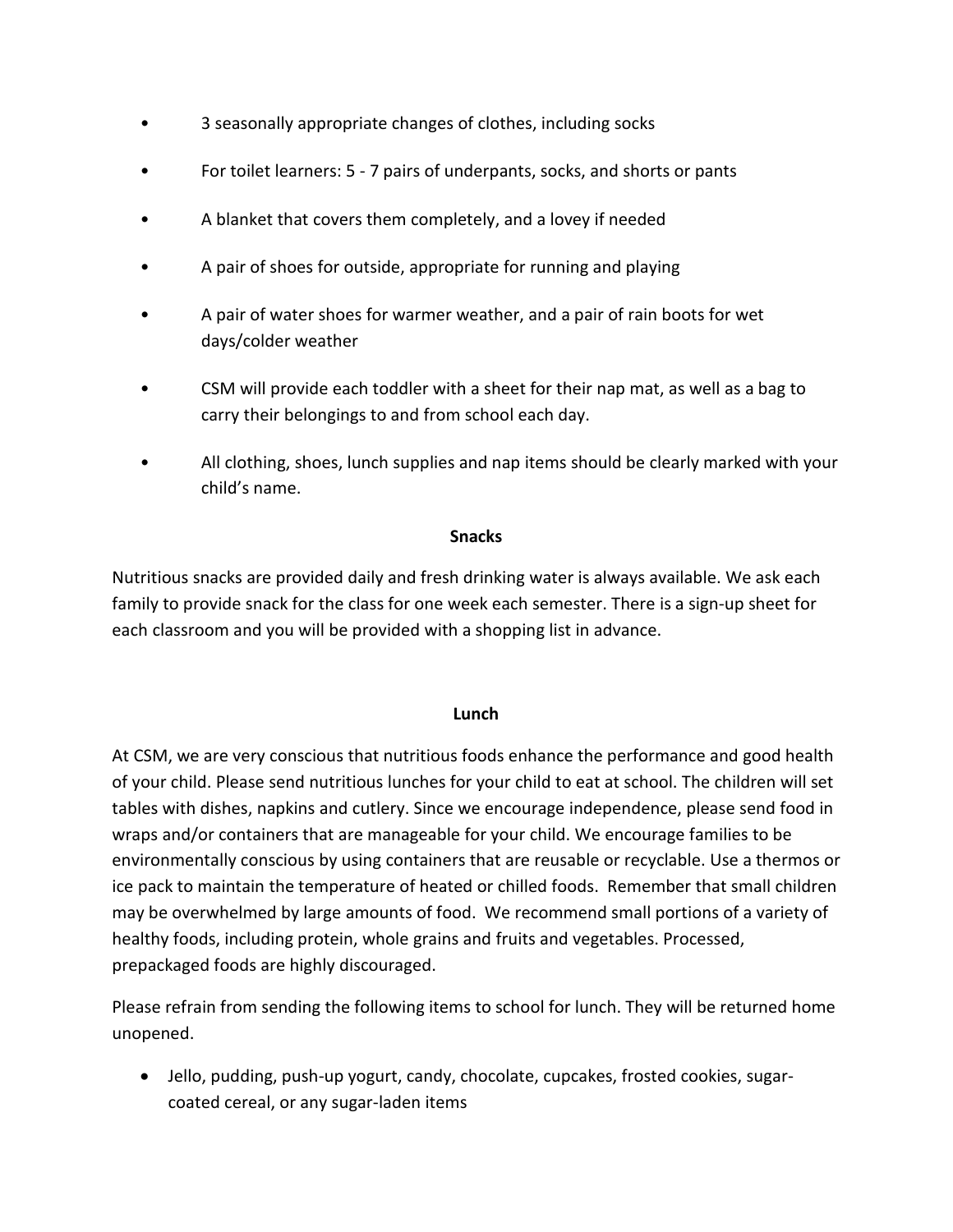- 3 seasonally appropriate changes of clothes, including socks
- For toilet learners: 5 - 7 pairs of underpants, socks, and shorts or pants
- A blanket that covers them completely, and a lovey if needed
- A pair of shoes for outside, appropriate for running and playing
- A pair of water shoes for warmer weather, and a pair of rain boots for wet days/colder weather
- CSM will provide each toddler with a sheet for their nap mat, as well as a bag to carry their belongings to and from school each day.
- All clothing, shoes, lunch supplies and nap items should be clearly marked with your child's name.

**Snacks**

Nutritious snacks are provided daily and fresh drinking water is always available. We ask each family to provide snack for the class for one week each semester. There is a sign-up sheet for each classroom and you will be provided with a shopping list in advance.

**Lunch**

At CSM, we are very conscious that nutritious foods enhance the performance and good health of your child. Please send nutritious lunches for your child to eat at school. The children will set tables with dishes, napkins and cutlery. Since we encourage independence, please send food in wraps and/or containers that are manageable for your child. We encourage families to be environmentally conscious by using containers that are reusable or recyclable. Use a thermos or ice pack to maintain the temperature of heated or chilled foods. Remember that small children may be overwhelmed by large amounts of food. We recommend small portions of a variety of healthy foods, including protein, whole grains and fruits and vegetables. Processed, prepackaged foods are highly discouraged.

Please refrain from sending the following items to school for lunch. They will be returned home unopened.

- Jello, pudding, push-up yogurt, candy, chocolate, cupcakes, frosted cookies, sugar-coated cereal, or any sugar-laden items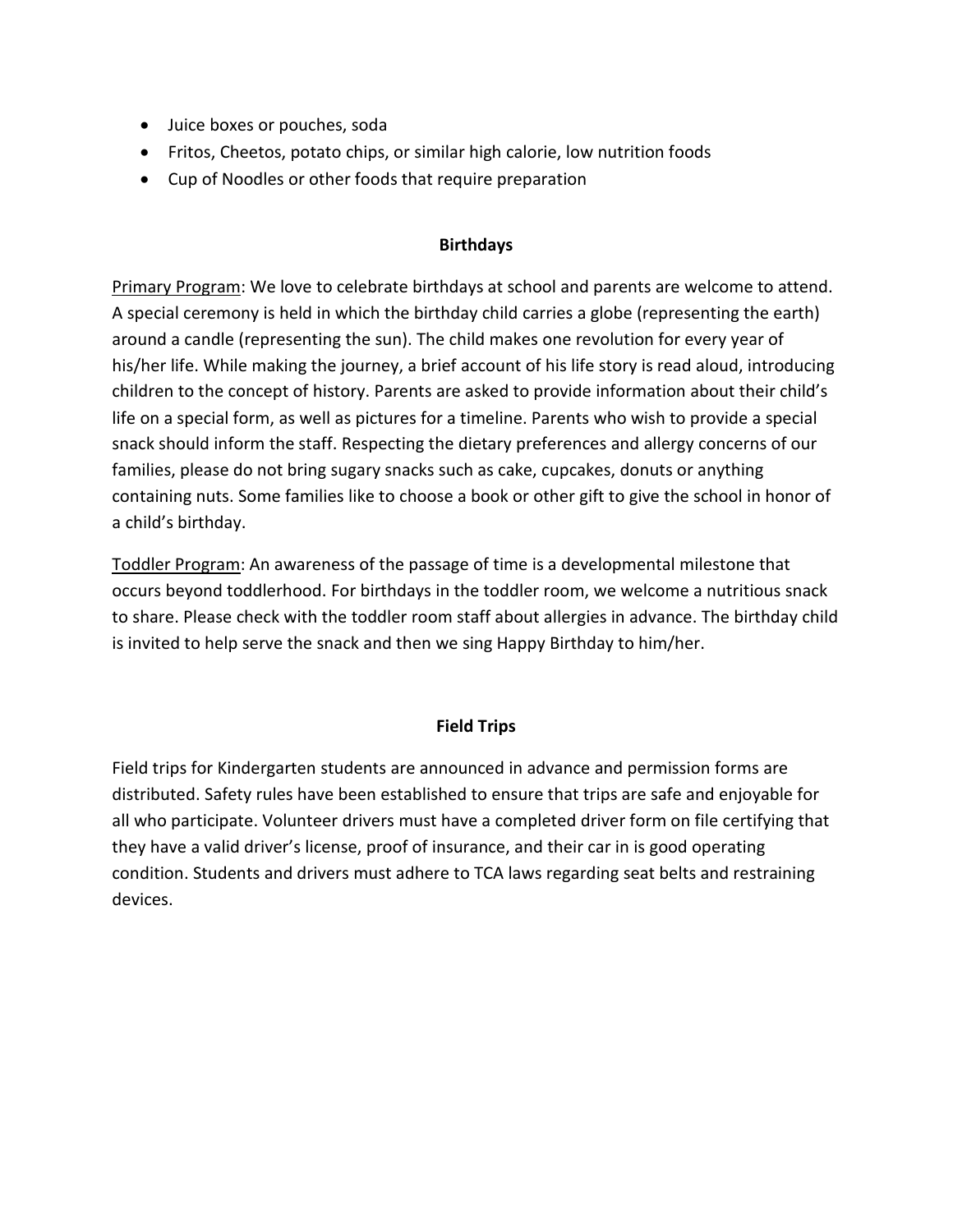- Juice boxes or pouches, soda
- Fritos, Cheetos, potato chips, or similar high calorie, low nutrition foods
- Cup of Noodles or other foods that require preparation

## Birthdays

Primary Program: We love to celebrate birthdays at school and parents are welcome to attend. A special ceremony is held in which the birthday child carries a globe (representing the earth) around a candle (representing the sun). The child makes one revolution for every year of his/her life. While making the journey, a brief account of his life story is read aloud, introducing children to the concept of history. Parents are asked to provide information about their child's life on a special form, as well as pictures for a timeline. Parents who wish to provide a special snack should inform the staff. Respecting the dietary preferences and allergy concerns of our families, please do not bring sugary snacks such as cake, cupcakes, donuts or anything containing nuts. Some families like to choose a book or other gift to give the school in honor of a child's birthday.

Toddler Program: An awareness of the passage of time is a developmental milestone that occurs beyond toddlerhood. For birthdays in the toddler room, we welcome a nutritious snack to share. Please check with the toddler room staff about allergies in advance. The birthday child is invited to help serve the snack and then we sing Happy Birthday to him/her.

## Field Trips

Field trips for Kindergarten students are announced in advance and permission forms are distributed. Safety rules have been established to ensure that trips are safe and enjoyable for all who participate. Volunteer drivers must have a completed driver form on file certifying that they have a valid driver's license, proof of insurance, and their car in is good operating condition. Students and drivers must adhere to TCA laws regarding seat belts and restraining devices.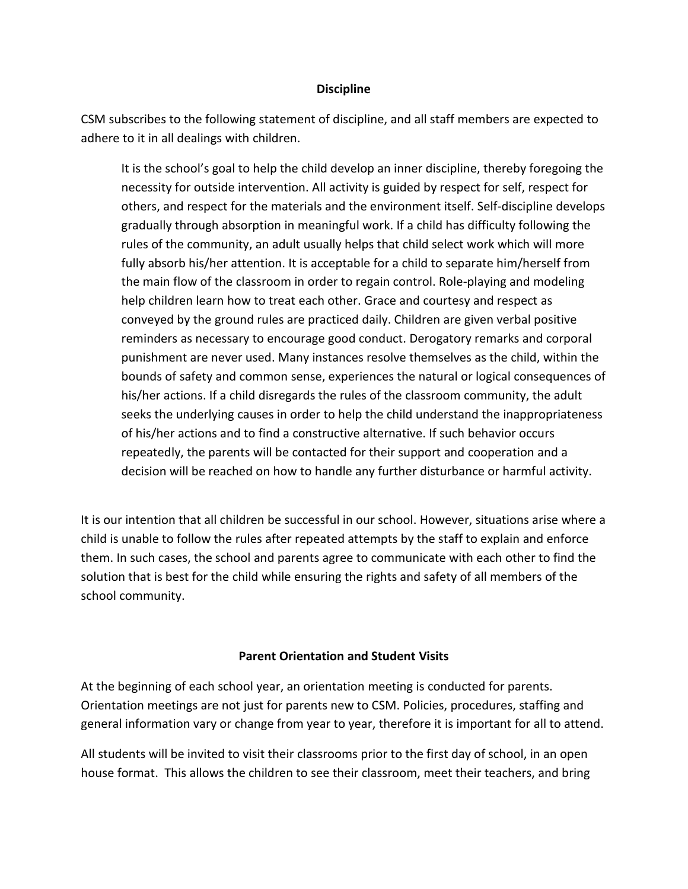## Discipline

CSM subscribes to the following statement of discipline, and all staff members are expected to adhere to it in all dealings with children.

> It is the school's goal to help the child develop an inner discipline, thereby foregoing the necessity for outside intervention. All activity is guided by respect for self, respect for others, and respect for the materials and the environment itself. Self-discipline develops gradually through absorption in meaningful work. If a child has difficulty following the rules of the community, an adult usually helps that child select work which will more fully absorb his/her attention. It is acceptable for a child to separate him/herself from the main flow of the classroom in order to regain control. Role-playing and modeling help children learn how to treat each other. Grace and courtesy and respect as conveyed by the ground rules are practiced daily. Children are given verbal positive reminders as necessary to encourage good conduct. Derogatory remarks and corporal punishment are never used. Many instances resolve themselves as the child, within the bounds of safety and common sense, experiences the natural or logical consequences of his/her actions. If a child disregards the rules of the classroom community, the adult seeks the underlying causes in order to help the child understand the inappropriateness of his/her actions and to find a constructive alternative. If such behavior occurs repeatedly, the parents will be contacted for their support and cooperation and a decision will be reached on how to handle any further disturbance or harmful activity.

It is our intention that all children be successful in our school. However, situations arise where a child is unable to follow the rules after repeated attempts by the staff to explain and enforce them. In such cases, the school and parents agree to communicate with each other to find the solution that is best for the child while ensuring the rights and safety of all members of the school community.

## Parent Orientation and Student Visits

At the beginning of each school year, an orientation meeting is conducted for parents. Orientation meetings are not just for parents new to CSM. Policies, procedures, staffing and general information vary or change from year to year, therefore it is important for all to attend.

All students will be invited to visit their classrooms prior to the first day of school, in an open house format. This allows the children to see their classroom, meet their teachers, and bring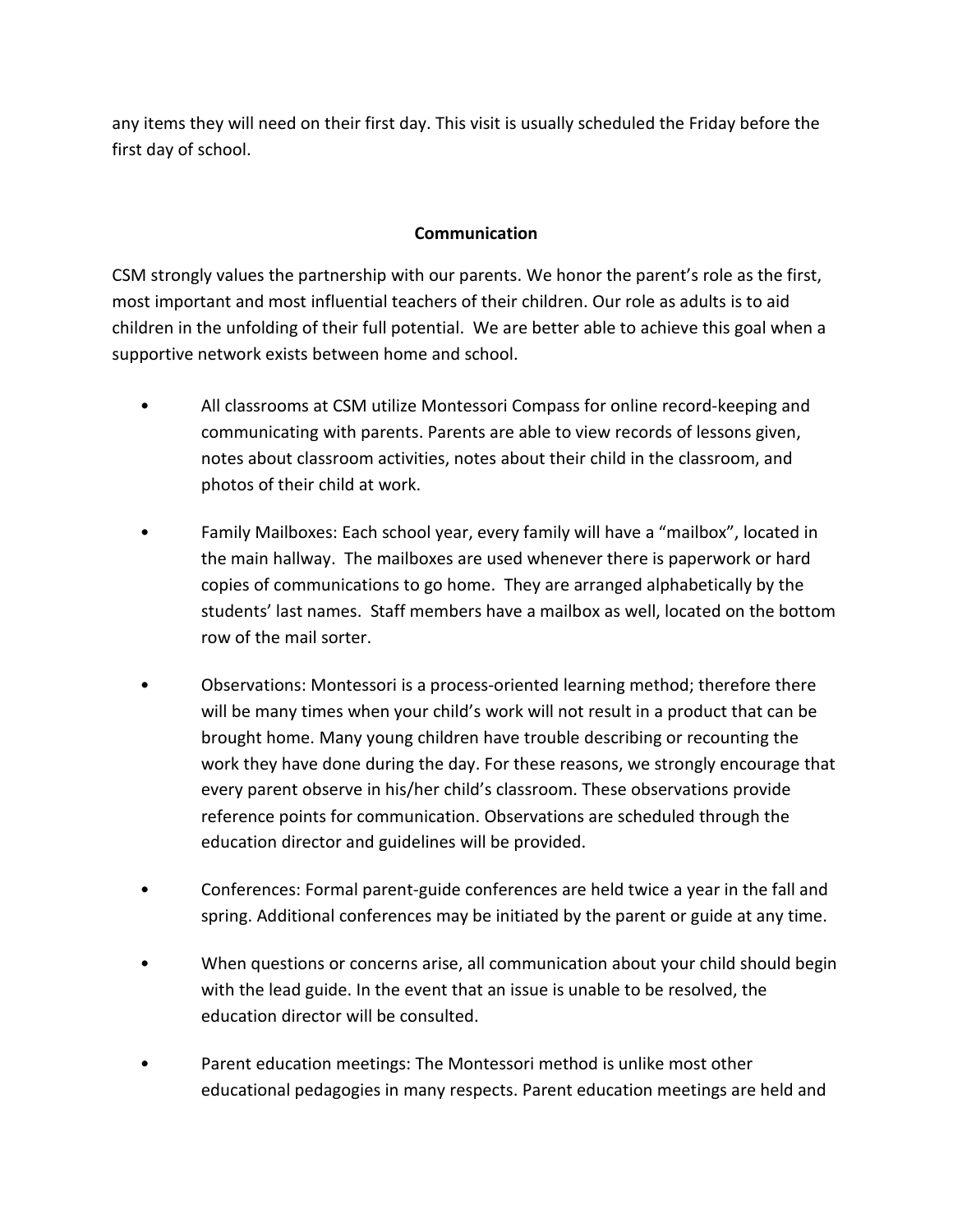any items they will need on their first day. This visit is usually scheduled the Friday before the first day of school.

## Communication

CSM strongly values the partnership with our parents. We honor the parent's role as the first, most important and most influential teachers of their children. Our role as adults is to aid children in the unfolding of their full potential. We are better able to achieve this goal when a supportive network exists between home and school.

- All classrooms at CSM utilize Montessori Compass for online record-keeping and communicating with parents. Parents are able to view records of lessons given, notes about classroom activities, notes about their child in the classroom, and photos of their child at work.

- Family Mailboxes: Each school year, every family will have a "mailbox", located in the main hallway. The mailboxes are used whenever there is paperwork or hard copies of communications to go home. They are arranged alphabetically by the students' last names. Staff members have a mailbox as well, located on the bottom row of the mail sorter.

- Observations: Montessori is a process-oriented learning method; therefore there will be many times when your child's work will not result in a product that can be brought home. Many young children have trouble describing or recounting the work they have done during the day. For these reasons, we strongly encourage that every parent observe in his/her child's classroom. These observations provide reference points for communication. Observations are scheduled through the education director and guidelines will be provided.

- Conferences: Formal parent-guide conferences are held twice a year in the fall and spring. Additional conferences may be initiated by the parent or guide at any time.

- When questions or concerns arise, all communication about your child should begin with the lead guide. In the event that an issue is unable to be resolved, the education director will be consulted.

- Parent education meetings: The Montessori method is unlike most other educational pedagogies in many respects. Parent education meetings are held and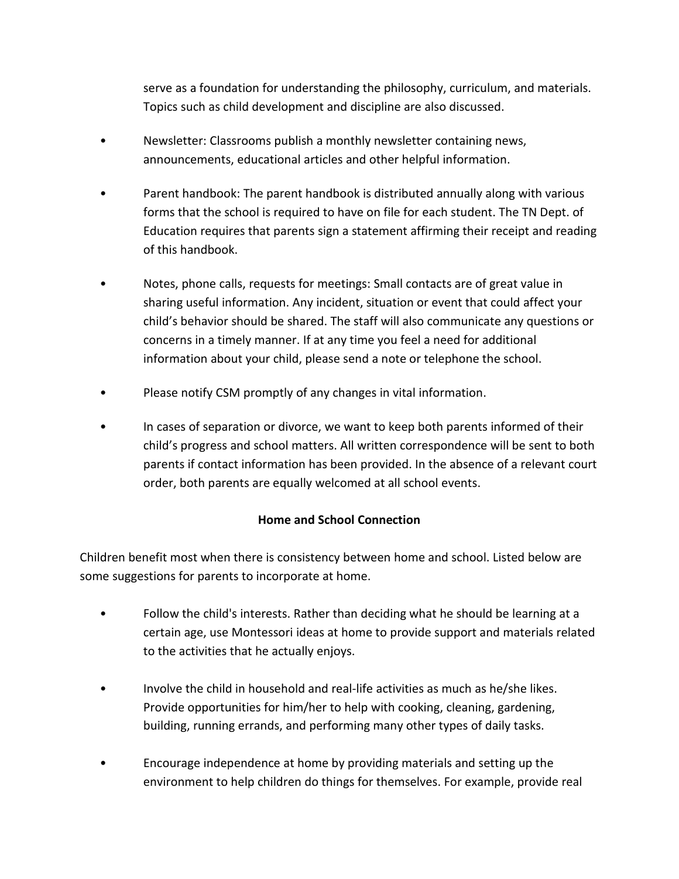serve as a foundation for understanding the philosophy, curriculum, and materials. Topics such as child development and discipline are also discussed.

- Newsletter: Classrooms publish a monthly newsletter containing news, announcements, educational articles and other helpful information.

- Parent handbook: The parent handbook is distributed annually along with various forms that the school is required to have on file for each student. The TN Dept. of Education requires that parents sign a statement affirming their receipt and reading of this handbook.

- Notes, phone calls, requests for meetings: Small contacts are of great value in sharing useful information. Any incident, situation or event that could affect your child's behavior should be shared. The staff will also communicate any questions or concerns in a timely manner. If at any time you feel a need for additional information about your child, please send a note or telephone the school.

- Please notify CSM promptly of any changes in vital information.

- In cases of separation or divorce, we want to keep both parents informed of their child's progress and school matters. All written correspondence will be sent to both parents if contact information has been provided. In the absence of a relevant court order, both parents are equally welcomed at all school events.

**Home and School Connection**

Children benefit most when there is consistency between home and school. Listed below are some suggestions for parents to incorporate at home.

- Follow the child's interests. Rather than deciding what he should be learning at a certain age, use Montessori ideas at home to provide support and materials related to the activities that he actually enjoys.

- Involve the child in household and real-life activities as much as he/she likes. Provide opportunities for him/her to help with cooking, cleaning, gardening, building, running errands, and performing many other types of daily tasks.

- Encourage independence at home by providing materials and setting up the environment to help children do things for themselves. For example, provide real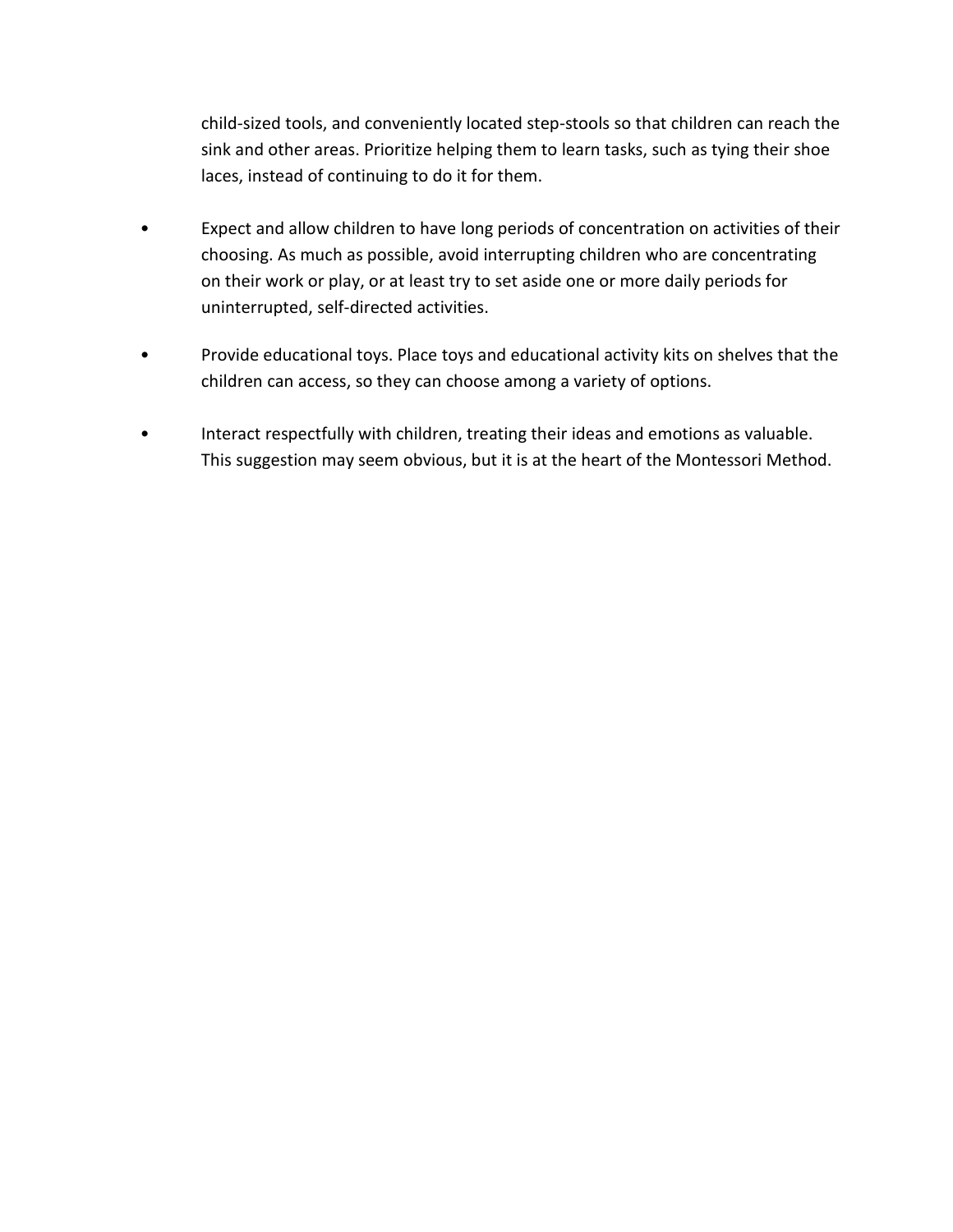child-sized tools, and conveniently located step-stools so that children can reach the sink and other areas. Prioritize helping them to learn tasks, such as tying their shoe laces, instead of continuing to do it for them.

- Expect and allow children to have long periods of concentration on activities of their choosing. As much as possible, avoid interrupting children who are concentrating on their work or play, or at least try to set aside one or more daily periods for uninterrupted, self-directed activities.

- Provide educational toys. Place toys and educational activity kits on shelves that the children can access, so they can choose among a variety of options.

- Interact respectfully with children, treating their ideas and emotions as valuable. This suggestion may seem obvious, but it is at the heart of the Montessori Method.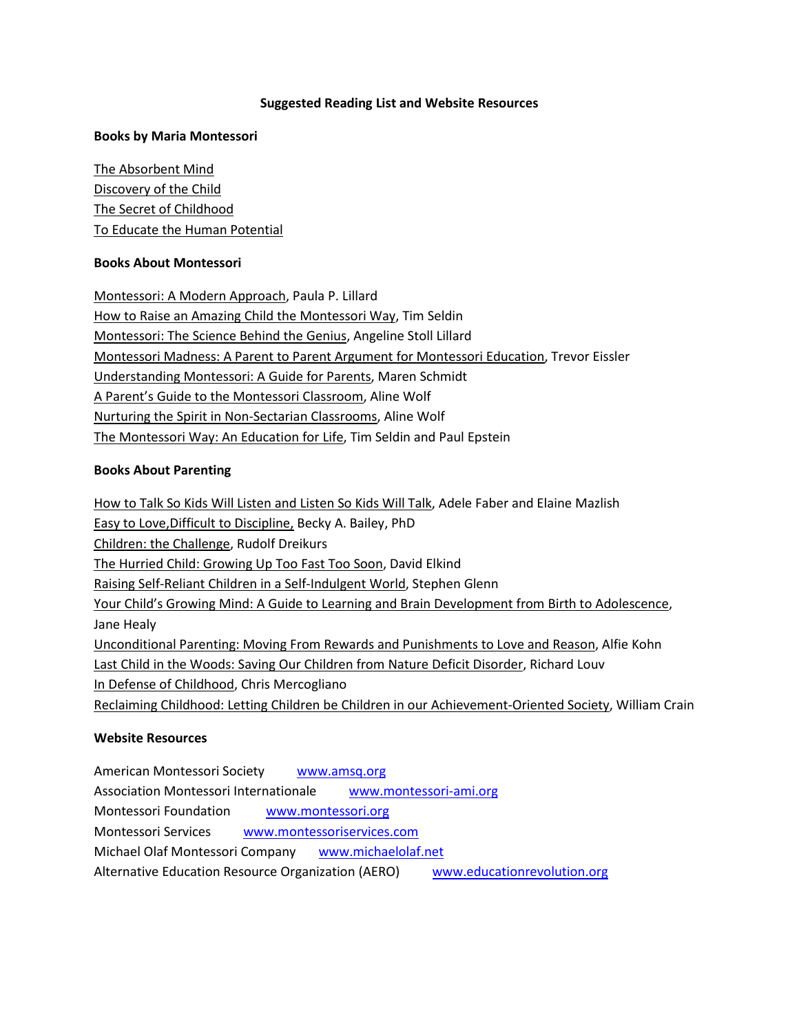## Suggested Reading List and Website Resources

### Books by Maria Montessori

The Absorbent Mind
Discovery of the Child
The Secret of Childhood
To Educate the Human Potential

### Books About Montessori

Montessori: A Modern Approach, Paula P. Lillard
How to Raise an Amazing Child the Montessori Way, Tim Seldin
Montessori: The Science Behind the Genius, Angeline Stoll Lillard
Montessori Madness: A Parent to Parent Argument for Montessori Education, Trevor Eissler
Understanding Montessori: A Guide for Parents, Maren Schmidt
A Parent's Guide to the Montessori Classroom, Aline Wolf
Nurturing the Spirit in Non-Sectarian Classrooms, Aline Wolf
The Montessori Way: An Education for Life, Tim Seldin and Paul Epstein

### Books About Parenting

How to Talk So Kids Will Listen and Listen So Kids Will Talk, Adele Faber and Elaine Mazlish
Easy to Love,Difficult to Discipline, Becky A. Bailey, PhD
Children: the Challenge, Rudolf Dreikurs
The Hurried Child: Growing Up Too Fast Too Soon, David Elkind
Raising Self-Reliant Children in a Self-Indulgent World, Stephen Glenn
Your Child's Growing Mind: A Guide to Learning and Brain Development from Birth to Adolescence, Jane Healy
Unconditional Parenting: Moving From Rewards and Punishments to Love and Reason, Alfie Kohn
Last Child in the Woods: Saving Our Children from Nature Deficit Disorder, Richard Louv
In Defense of Childhood, Chris Mercogliano
Reclaiming Childhood: Letting Children be Children in our Achievement-Oriented Society, William Crain

### Website Resources

American Montessori Society www.amsq.org
Association Montessori Internationale www.montessori-ami.org
Montessori Foundation www.montessori.org
Montessori Services www.montessoriservices.com
Michael Olaf Montessori Company www.michaelolaf.net
Alternative Education Resource Organization (AERO) www.educationrevolution.org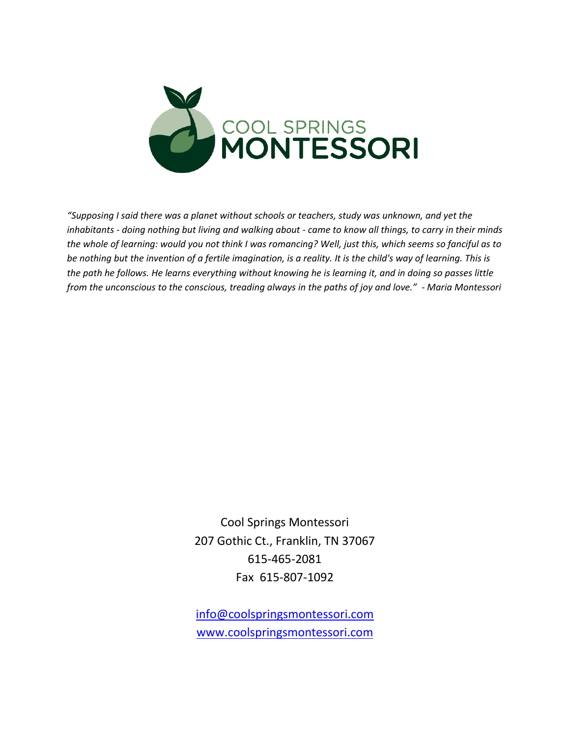COOL SPRINGS
MONTESSORI

*"Supposing I said there was a planet without schools or teachers, study was unknown, and yet the inhabitants - doing nothing but living and walking about - came to know all things, to carry in their minds the whole of learning: would you not think I was romancing? Well, just this, which seems so fanciful as to be nothing but the invention of a fertile imagination, is a reality. It is the child's way of learning. This is the path he follows. He learns everything without knowing he is learning it, and in doing so passes little from the unconscious to the conscious, treading always in the paths of joy and love." - Maria Montessori*

Cool Springs Montessori
207 Gothic Ct., Franklin, TN 37067
615-465-2081
Fax 615-807-1092

info@coolspringsmontessori.com
www.coolspringsmontessori.com